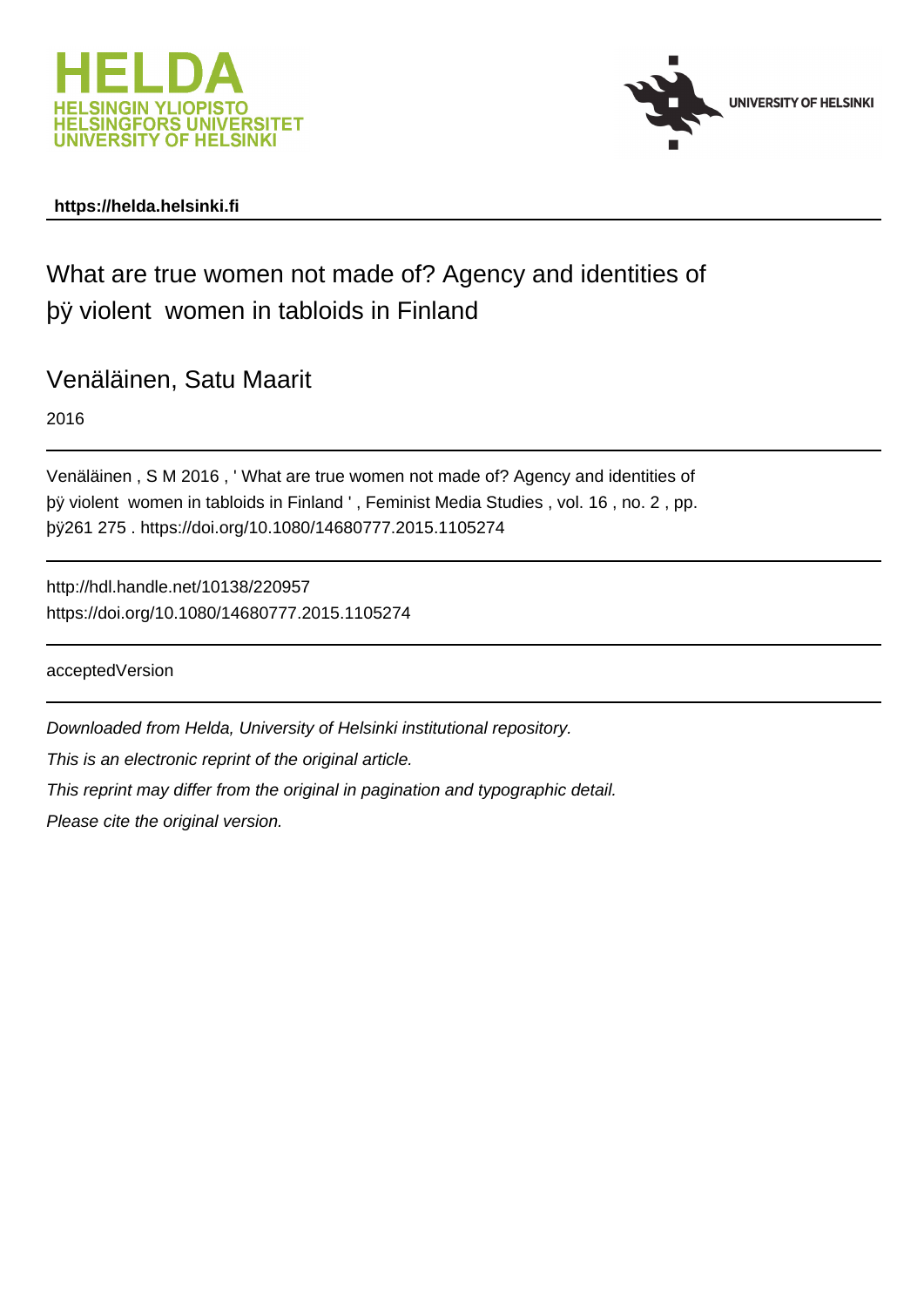https://helda.helsinki.fi

# What are true women not made of? Agency and identities of þÿ violent women in tabloids in Finland

Venäläinen, Satu Maarit

2016

Venäläinen , S M 2016 , ' What are true women not made of? Agency and identities of þÿ violent women in tabloids in Finland ' , Feminist Media Studies , vol. 16 , no. 2 , pp. þÿ261 275 . https://doi.org/10.1080/14680777.2015.1105274

http://hdl.handle.net/10138/220957
https://doi.org/10.1080/14680777.2015.1105274

acceptedVersion

*Downloaded from Helda, University of Helsinki institutional repository.*

*This is an electronic reprint of the original article.*

*This reprint may differ from the original in pagination and typographic detail.*

*Please cite the original version.*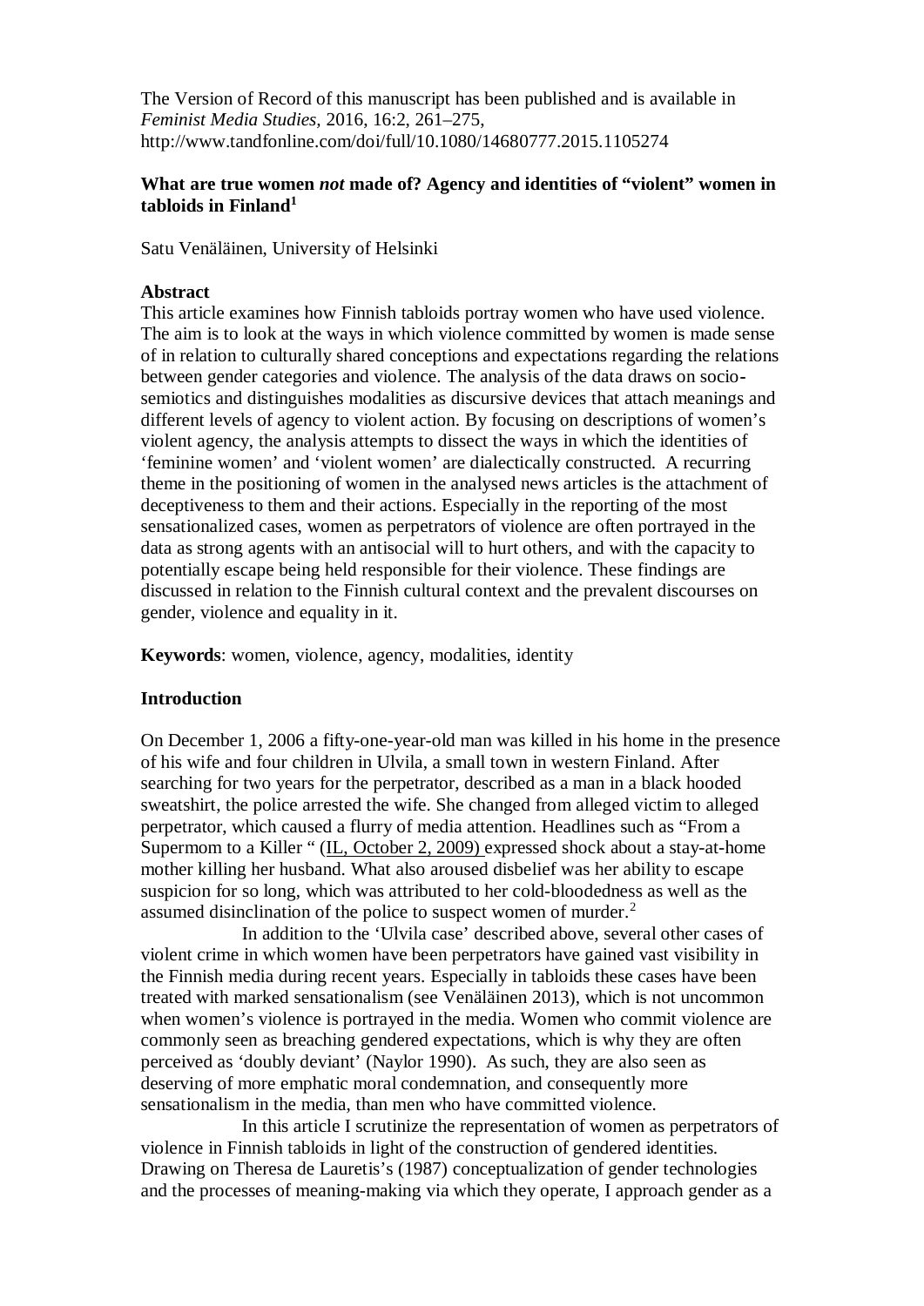The Version of Record of this manuscript has been published and is available in *Feminist Media Studies,* 2016, 16:2, 261–275, http://www.tandfonline.com/doi/full/10.1080/14680777.2015.1105274

# What are true women *not* made of? Agency and identities of "violent" women in tabloids in Finland[1]

Satu Venäläinen, University of Helsinki

## Abstract

This article examines how Finnish tabloids portray women who have used violence. The aim is to look at the ways in which violence committed by women is made sense of in relation to culturally shared conceptions and expectations regarding the relations between gender categories and violence. The analysis of the data draws on socio-semiotics and distinguishes modalities as discursive devices that attach meanings and different levels of agency to violent action. By focusing on descriptions of women's violent agency, the analysis attempts to dissect the ways in which the identities of 'feminine women' and 'violent women' are dialectically constructed. A recurring theme in the positioning of women in the analysed news articles is the attachment of deceptiveness to them and their actions. Especially in the reporting of the most sensationalized cases, women as perpetrators of violence are often portrayed in the data as strong agents with an antisocial will to hurt others, and with the capacity to potentially escape being held responsible for their violence. These findings are discussed in relation to the Finnish cultural context and the prevalent discourses on gender, violence and equality in it.

**Keywords**: women, violence, agency, modalities, identity

## Introduction

On December 1, 2006 a fifty-one-year-old man was killed in his home in the presence of his wife and four children in Ulvila, a small town in western Finland. After searching for two years for the perpetrator, described as a man in a black hooded sweatshirt, the police arrested the wife. She changed from alleged victim to alleged perpetrator, which caused a flurry of media attention. Headlines such as "From a Supermom to a Killer " (IL, October 2, 2009) expressed shock about a stay-at-home mother killing her husband. What also aroused disbelief was her ability to escape suspicion for so long, which was attributed to her cold-bloodedness as well as the assumed disinclination of the police to suspect women of murder.[2]

In addition to the 'Ulvila case' described above, several other cases of violent crime in which women have been perpetrators have gained vast visibility in the Finnish media during recent years. Especially in tabloids these cases have been treated with marked sensationalism (see Venäläinen 2013), which is not uncommon when women's violence is portrayed in the media. Women who commit violence are commonly seen as breaching gendered expectations, which is why they are often perceived as 'doubly deviant' (Naylor 1990). As such, they are also seen as deserving of more emphatic moral condemnation, and consequently more sensationalism in the media, than men who have committed violence.

In this article I scrutinize the representation of women as perpetrators of violence in Finnish tabloids in light of the construction of gendered identities. Drawing on Theresa de Lauretis's (1987) conceptualization of gender technologies and the processes of meaning-making via which they operate, I approach gender as a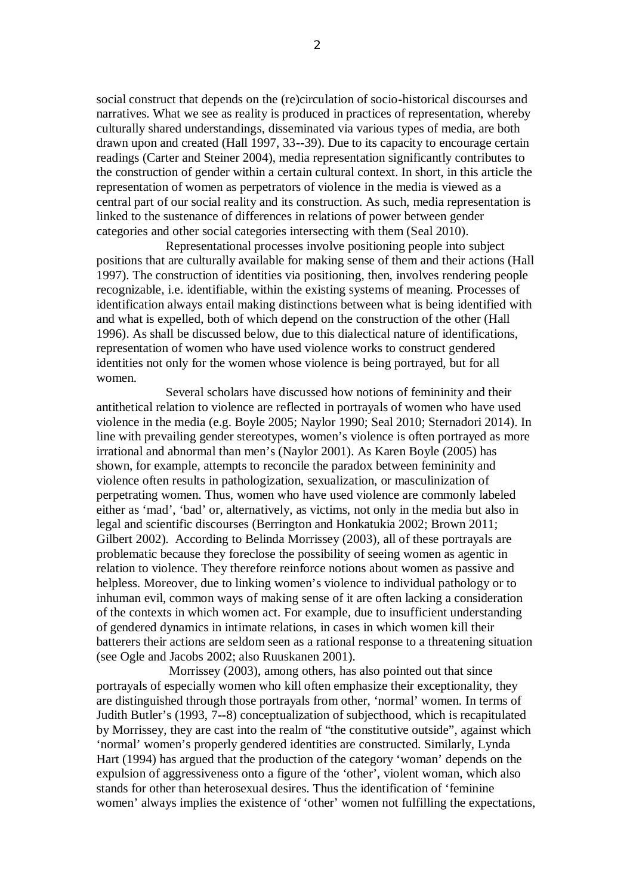social construct that depends on the (re)circulation of socio-historical discourses and narratives. What we see as reality is produced in practices of representation, whereby culturally shared understandings, disseminated via various types of media, are both drawn upon and created (Hall 1997, 33--39). Due to its capacity to encourage certain readings (Carter and Steiner 2004), media representation significantly contributes to the construction of gender within a certain cultural context. In short, in this article the representation of women as perpetrators of violence in the media is viewed as a central part of our social reality and its construction. As such, media representation is linked to the sustenance of differences in relations of power between gender categories and other social categories intersecting with them (Seal 2010).

Representational processes involve positioning people into subject positions that are culturally available for making sense of them and their actions (Hall 1997). The construction of identities via positioning, then, involves rendering people recognizable, i.e. identifiable, within the existing systems of meaning. Processes of identification always entail making distinctions between what is being identified with and what is expelled, both of which depend on the construction of the other (Hall 1996). As shall be discussed below, due to this dialectical nature of identifications, representation of women who have used violence works to construct gendered identities not only for the women whose violence is being portrayed, but for all women.

Several scholars have discussed how notions of femininity and their antithetical relation to violence are reflected in portrayals of women who have used violence in the media (e.g. Boyle 2005; Naylor 1990; Seal 2010; Sternadori 2014). In line with prevailing gender stereotypes, women's violence is often portrayed as more irrational and abnormal than men's (Naylor 2001). As Karen Boyle (2005) has shown, for example, attempts to reconcile the paradox between femininity and violence often results in pathologization, sexualization, or masculinization of perpetrating women. Thus, women who have used violence are commonly labeled either as 'mad', 'bad' or, alternatively, as victims, not only in the media but also in legal and scientific discourses (Berrington and Honkatukia 2002; Brown 2011; Gilbert 2002). According to Belinda Morrissey (2003), all of these portrayals are problematic because they foreclose the possibility of seeing women as agentic in relation to violence. They therefore reinforce notions about women as passive and helpless. Moreover, due to linking women's violence to individual pathology or to inhuman evil, common ways of making sense of it are often lacking a consideration of the contexts in which women act. For example, due to insufficient understanding of gendered dynamics in intimate relations, in cases in which women kill their batterers their actions are seldom seen as a rational response to a threatening situation (see Ogle and Jacobs 2002; also Ruuskanen 2001).

Morrissey (2003), among others, has also pointed out that since portrayals of especially women who kill often emphasize their exceptionality, they are distinguished through those portrayals from other, 'normal' women. In terms of Judith Butler's (1993, 7--8) conceptualization of subjecthood, which is recapitulated by Morrissey, they are cast into the realm of "the constitutive outside", against which 'normal' women's properly gendered identities are constructed. Similarly, Lynda Hart (1994) has argued that the production of the category 'woman' depends on the expulsion of aggressiveness onto a figure of the 'other', violent woman, which also stands for other than heterosexual desires. Thus the identification of 'feminine women' always implies the existence of 'other' women not fulfilling the expectations,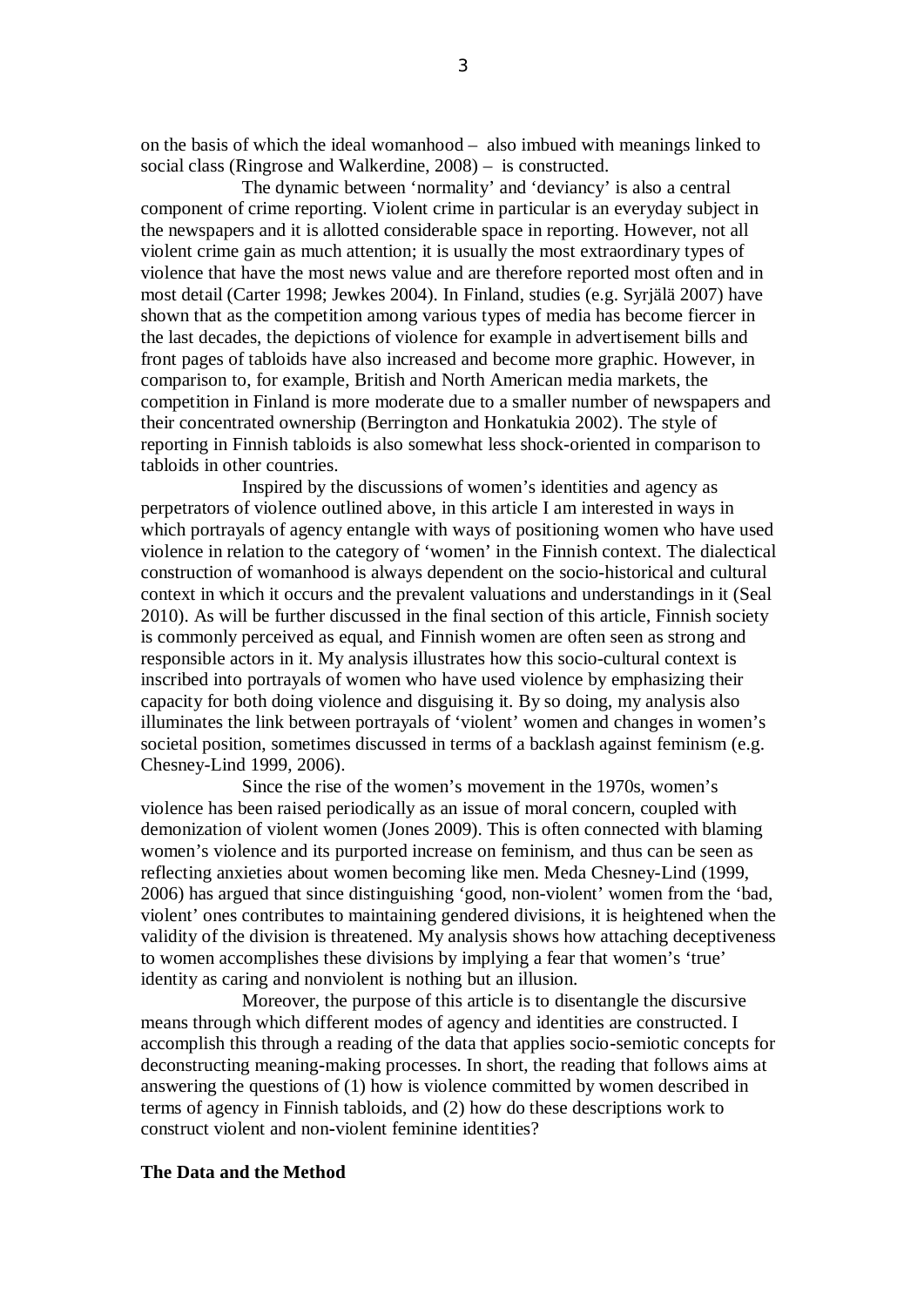on the basis of which the ideal womanhood – also imbued with meanings linked to social class (Ringrose and Walkerdine, 2008) – is constructed.

The dynamic between 'normality' and 'deviancy' is also a central component of crime reporting. Violent crime in particular is an everyday subject in the newspapers and it is allotted considerable space in reporting. However, not all violent crime gain as much attention; it is usually the most extraordinary types of violence that have the most news value and are therefore reported most often and in most detail (Carter 1998; Jewkes 2004). In Finland, studies (e.g. Syrjälä 2007) have shown that as the competition among various types of media has become fiercer in the last decades, the depictions of violence for example in advertisement bills and front pages of tabloids have also increased and become more graphic. However, in comparison to, for example, British and North American media markets, the competition in Finland is more moderate due to a smaller number of newspapers and their concentrated ownership (Berrington and Honkatukia 2002). The style of reporting in Finnish tabloids is also somewhat less shock-oriented in comparison to tabloids in other countries.

Inspired by the discussions of women's identities and agency as perpetrators of violence outlined above, in this article I am interested in ways in which portrayals of agency entangle with ways of positioning women who have used violence in relation to the category of 'women' in the Finnish context. The dialectical construction of womanhood is always dependent on the socio-historical and cultural context in which it occurs and the prevalent valuations and understandings in it (Seal 2010). As will be further discussed in the final section of this article, Finnish society is commonly perceived as equal, and Finnish women are often seen as strong and responsible actors in it. My analysis illustrates how this socio-cultural context is inscribed into portrayals of women who have used violence by emphasizing their capacity for both doing violence and disguising it. By so doing, my analysis also illuminates the link between portrayals of 'violent' women and changes in women's societal position, sometimes discussed in terms of a backlash against feminism (e.g. Chesney-Lind 1999, 2006).

Since the rise of the women's movement in the 1970s, women's violence has been raised periodically as an issue of moral concern, coupled with demonization of violent women (Jones 2009). This is often connected with blaming women's violence and its purported increase on feminism, and thus can be seen as reflecting anxieties about women becoming like men. Meda Chesney-Lind (1999, 2006) has argued that since distinguishing 'good, non-violent' women from the 'bad, violent' ones contributes to maintaining gendered divisions, it is heightened when the validity of the division is threatened. My analysis shows how attaching deceptiveness to women accomplishes these divisions by implying a fear that women's 'true' identity as caring and nonviolent is nothing but an illusion.

Moreover, the purpose of this article is to disentangle the discursive means through which different modes of agency and identities are constructed. I accomplish this through a reading of the data that applies socio-semiotic concepts for deconstructing meaning-making processes. In short, the reading that follows aims at answering the questions of (1) how is violence committed by women described in terms of agency in Finnish tabloids, and (2) how do these descriptions work to construct violent and non-violent feminine identities?

## The Data and the Method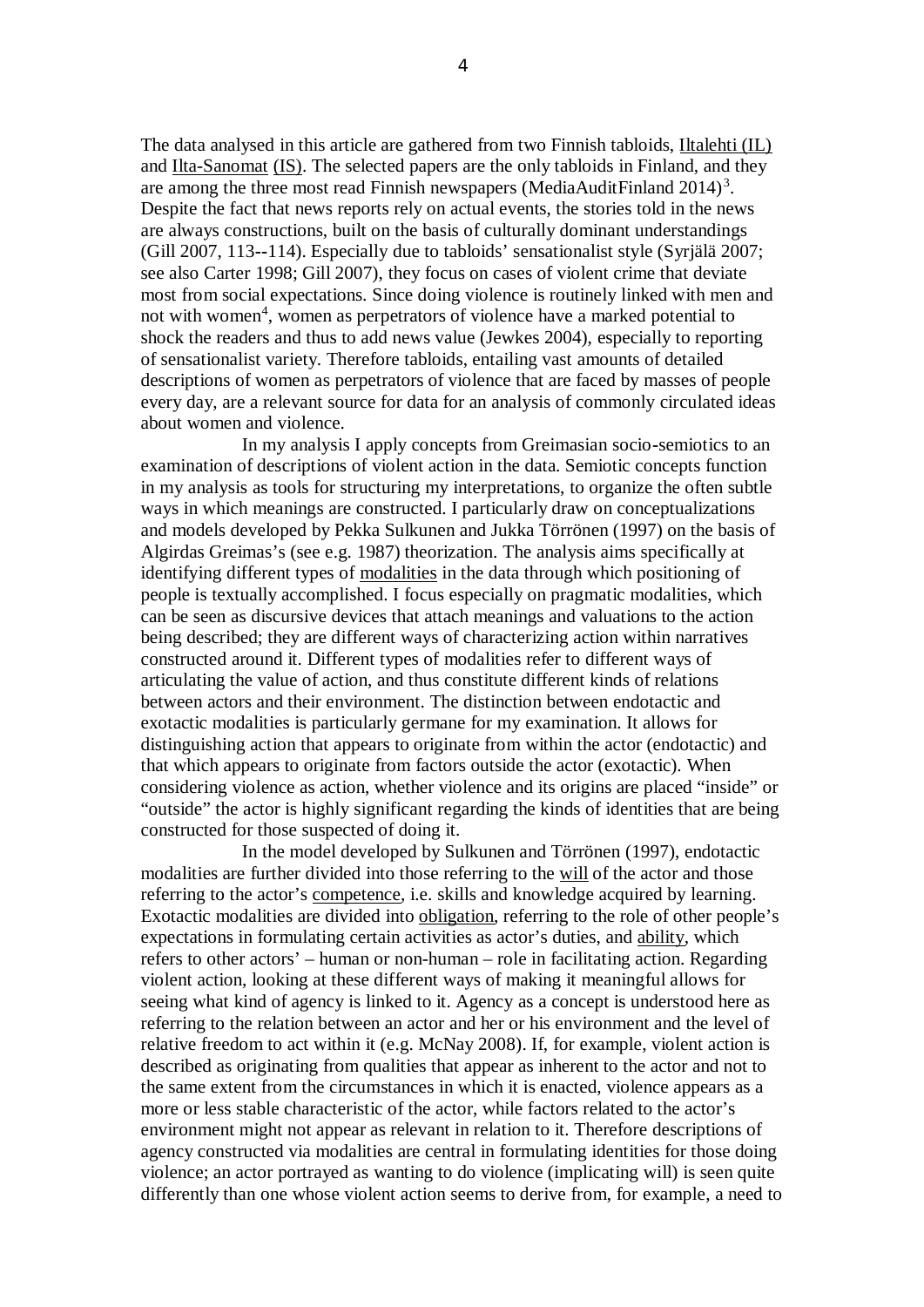The data analysed in this article are gathered from two Finnish tabloids, Iltalehti (IL) and Ilta-Sanomat (IS). The selected papers are the only tabloids in Finland, and they are among the three most read Finnish newspapers (MediaAuditFinland 2014)[3]. Despite the fact that news reports rely on actual events, the stories told in the news are always constructions, built on the basis of culturally dominant understandings (Gill 2007, 113--114). Especially due to tabloids' sensationalist style (Syrjälä 2007; see also Carter 1998; Gill 2007), they focus on cases of violent crime that deviate most from social expectations. Since doing violence is routinely linked with men and not with women[4], women as perpetrators of violence have a marked potential to shock the readers and thus to add news value (Jewkes 2004), especially to reporting of sensationalist variety. Therefore tabloids, entailing vast amounts of detailed descriptions of women as perpetrators of violence that are faced by masses of people every day, are a relevant source for data for an analysis of commonly circulated ideas about women and violence.

In my analysis I apply concepts from Greimasian socio-semiotics to an examination of descriptions of violent action in the data. Semiotic concepts function in my analysis as tools for structuring my interpretations, to organize the often subtle ways in which meanings are constructed. I particularly draw on conceptualizations and models developed by Pekka Sulkunen and Jukka Törrönen (1997) on the basis of Algirdas Greimas's (see e.g. 1987) theorization. The analysis aims specifically at identifying different types of modalities in the data through which positioning of people is textually accomplished. I focus especially on pragmatic modalities, which can be seen as discursive devices that attach meanings and valuations to the action being described; they are different ways of characterizing action within narratives constructed around it. Different types of modalities refer to different ways of articulating the value of action, and thus constitute different kinds of relations between actors and their environment. The distinction between endotactic and exotactic modalities is particularly germane for my examination. It allows for distinguishing action that appears to originate from within the actor (endotactic) and that which appears to originate from factors outside the actor (exotactic). When considering violence as action, whether violence and its origins are placed "inside" or "outside" the actor is highly significant regarding the kinds of identities that are being constructed for those suspected of doing it.

In the model developed by Sulkunen and Törrönen (1997), endotactic modalities are further divided into those referring to the will of the actor and those referring to the actor's competence, i.e. skills and knowledge acquired by learning. Exotactic modalities are divided into obligation, referring to the role of other people's expectations in formulating certain activities as actor's duties, and ability, which refers to other actors' – human or non-human – role in facilitating action. Regarding violent action, looking at these different ways of making it meaningful allows for seeing what kind of agency is linked to it. Agency as a concept is understood here as referring to the relation between an actor and her or his environment and the level of relative freedom to act within it (e.g. McNay 2008). If, for example, violent action is described as originating from qualities that appear as inherent to the actor and not to the same extent from the circumstances in which it is enacted, violence appears as a more or less stable characteristic of the actor, while factors related to the actor's environment might not appear as relevant in relation to it. Therefore descriptions of agency constructed via modalities are central in formulating identities for those doing violence; an actor portrayed as wanting to do violence (implicating will) is seen quite differently than one whose violent action seems to derive from, for example, a need to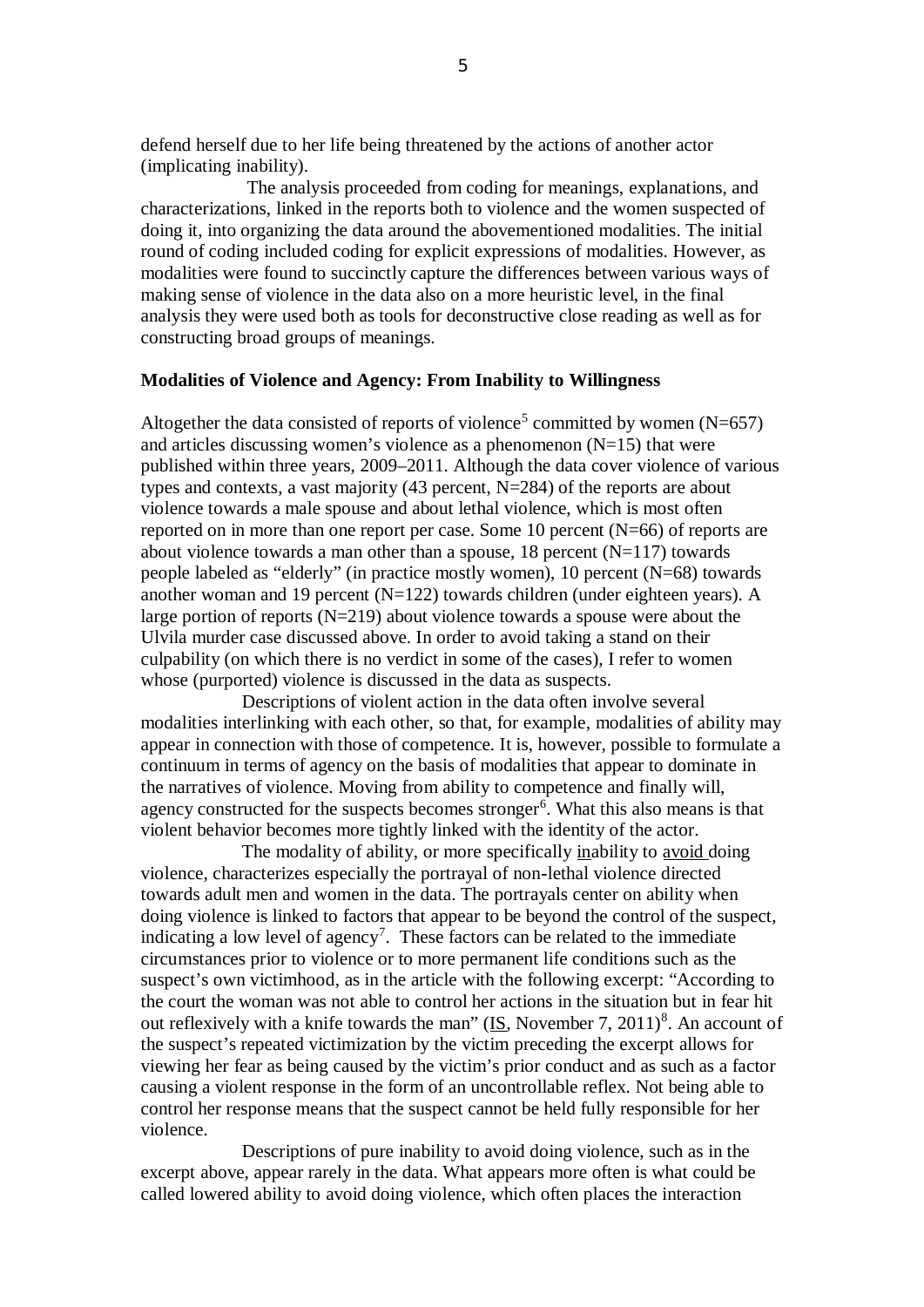defend herself due to her life being threatened by the actions of another actor (implicating inability).

The analysis proceeded from coding for meanings, explanations, and characterizations, linked in the reports both to violence and the women suspected of doing it, into organizing the data around the abovementioned modalities. The initial round of coding included coding for explicit expressions of modalities. However, as modalities were found to succinctly capture the differences between various ways of making sense of violence in the data also on a more heuristic level, in the final analysis they were used both as tools for deconstructive close reading as well as for constructing broad groups of meanings.

**Modalities of Violence and Agency: From Inability to Willingness**

Altogether the data consisted of reports of violence[5] committed by women (N=657) and articles discussing women's violence as a phenomenon (N=15) that were published within three years, 2009–2011. Although the data cover violence of various types and contexts, a vast majority (43 percent, N=284) of the reports are about violence towards a male spouse and about lethal violence, which is most often reported on in more than one report per case. Some 10 percent (N=66) of reports are about violence towards a man other than a spouse, 18 percent (N=117) towards people labeled as "elderly" (in practice mostly women), 10 percent (N=68) towards another woman and 19 percent (N=122) towards children (under eighteen years). A large portion of reports (N=219) about violence towards a spouse were about the Ulvila murder case discussed above. In order to avoid taking a stand on their culpability (on which there is no verdict in some of the cases), I refer to women whose (purported) violence is discussed in the data as suspects.

Descriptions of violent action in the data often involve several modalities interlinking with each other, so that, for example, modalities of ability may appear in connection with those of competence. It is, however, possible to formulate a continuum in terms of agency on the basis of modalities that appear to dominate in the narratives of violence. Moving from ability to competence and finally will, agency constructed for the suspects becomes stronger[6]. What this also means is that violent behavior becomes more tightly linked with the identity of the actor.

The modality of ability, or more specifically <u>in</u>ability to <u>avoid</u> doing violence, characterizes especially the portrayal of non-lethal violence directed towards adult men and women in the data. The portrayals center on ability when doing violence is linked to factors that appear to be beyond the control of the suspect, indicating a low level of agency[7]. These factors can be related to the immediate circumstances prior to violence or to more permanent life conditions such as the suspect's own victimhood, as in the article with the following excerpt: "According to the court the woman was not able to control her actions in the situation but in fear hit out reflexively with a knife towards the man" (<u>IS</u>, November 7, 2011)[8]. An account of the suspect's repeated victimization by the victim preceding the excerpt allows for viewing her fear as being caused by the victim's prior conduct and as such as a factor causing a violent response in the form of an uncontrollable reflex. Not being able to control her response means that the suspect cannot be held fully responsible for her violence.

Descriptions of pure inability to avoid doing violence, such as in the excerpt above, appear rarely in the data. What appears more often is what could be called lowered ability to avoid doing violence, which often places the interaction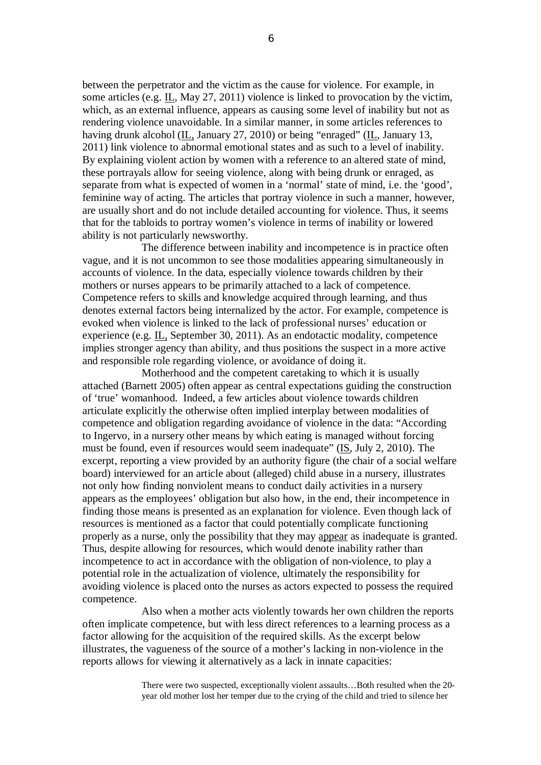between the perpetrator and the victim as the cause for violence. For example, in some articles (e.g. IL, May 27, 2011) violence is linked to provocation by the victim, which, as an external influence, appears as causing some level of inability but not as rendering violence unavoidable. In a similar manner, in some articles references to having drunk alcohol (IL, January 27, 2010) or being "enraged" (IL, January 13, 2011) link violence to abnormal emotional states and as such to a level of inability. By explaining violent action by women with a reference to an altered state of mind, these portrayals allow for seeing violence, along with being drunk or enraged, as separate from what is expected of women in a 'normal' state of mind, i.e. the 'good', feminine way of acting. The articles that portray violence in such a manner, however, are usually short and do not include detailed accounting for violence. Thus, it seems that for the tabloids to portray women's violence in terms of inability or lowered ability is not particularly newsworthy.

The difference between inability and incompetence is in practice often vague, and it is not uncommon to see those modalities appearing simultaneously in accounts of violence. In the data, especially violence towards children by their mothers or nurses appears to be primarily attached to a lack of competence. Competence refers to skills and knowledge acquired through learning, and thus denotes external factors being internalized by the actor. For example, competence is evoked when violence is linked to the lack of professional nurses' education or experience (e.g. IL, September 30, 2011). As an endotactic modality, competence implies stronger agency than ability, and thus positions the suspect in a more active and responsible role regarding violence, or avoidance of doing it.

Motherhood and the competent caretaking to which it is usually attached (Barnett 2005) often appear as central expectations guiding the construction of 'true' womanhood. Indeed, a few articles about violence towards children articulate explicitly the otherwise often implied interplay between modalities of competence and obligation regarding avoidance of violence in the data: "According to Ingervo, in a nursery other means by which eating is managed without forcing must be found, even if resources would seem inadequate" (IS, July 2, 2010). The excerpt, reporting a view provided by an authority figure (the chair of a social welfare board) interviewed for an article about (alleged) child abuse in a nursery, illustrates not only how finding nonviolent means to conduct daily activities in a nursery appears as the employees' obligation but also how, in the end, their incompetence in finding those means is presented as an explanation for violence. Even though lack of resources is mentioned as a factor that could potentially complicate functioning properly as a nurse, only the possibility that they may appear as inadequate is granted. Thus, despite allowing for resources, which would denote inability rather than incompetence to act in accordance with the obligation of non-violence, to play a potential role in the actualization of violence, ultimately the responsibility for avoiding violence is placed onto the nurses as actors expected to possess the required competence.

Also when a mother acts violently towards her own children the reports often implicate competence, but with less direct references to a learning process as a factor allowing for the acquisition of the required skills. As the excerpt below illustrates, the vagueness of the source of a mother's lacking in non-violence in the reports allows for viewing it alternatively as a lack in innate capacities:

> There were two suspected, exceptionally violent assaults…Both resulted when the 20-year old mother lost her temper due to the crying of the child and tried to silence her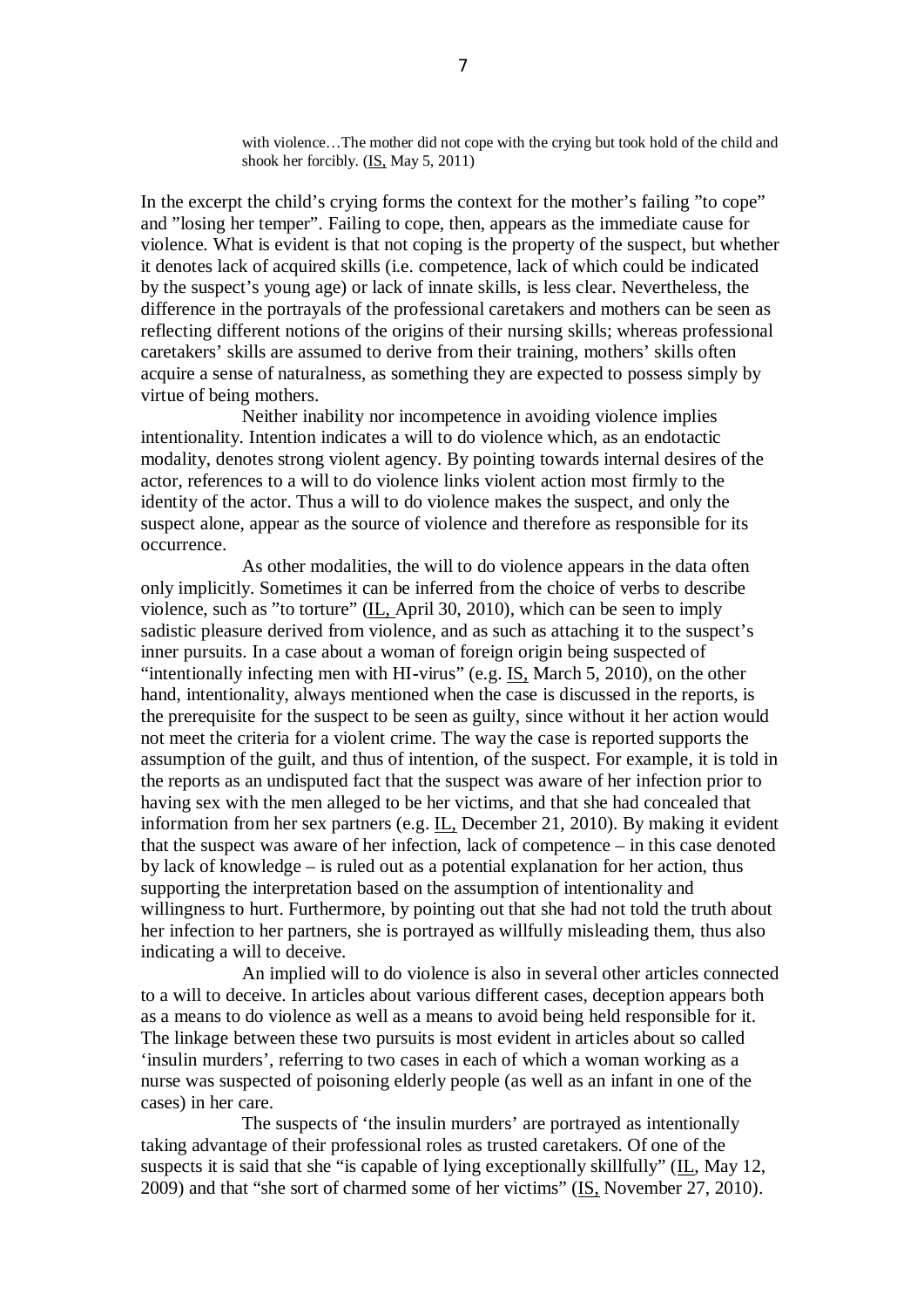> with violence…The mother did not cope with the crying but took hold of the child and shook her forcibly. (IS, May 5, 2011)

In the excerpt the child's crying forms the context for the mother's failing "to cope" and "losing her temper". Failing to cope, then, appears as the immediate cause for violence. What is evident is that not coping is the property of the suspect, but whether it denotes lack of acquired skills (i.e. competence, lack of which could be indicated by the suspect's young age) or lack of innate skills, is less clear. Nevertheless, the difference in the portrayals of the professional caretakers and mothers can be seen as reflecting different notions of the origins of their nursing skills; whereas professional caretakers' skills are assumed to derive from their training, mothers' skills often acquire a sense of naturalness, as something they are expected to possess simply by virtue of being mothers.

Neither inability nor incompetence in avoiding violence implies intentionality. Intention indicates a will to do violence which, as an endotactic modality, denotes strong violent agency. By pointing towards internal desires of the actor, references to a will to do violence links violent action most firmly to the identity of the actor. Thus a will to do violence makes the suspect, and only the suspect alone, appear as the source of violence and therefore as responsible for its occurrence.

As other modalities, the will to do violence appears in the data often only implicitly. Sometimes it can be inferred from the choice of verbs to describe violence, such as "to torture" (IL, April 30, 2010), which can be seen to imply sadistic pleasure derived from violence, and as such as attaching it to the suspect's inner pursuits. In a case about a woman of foreign origin being suspected of "intentionally infecting men with HI-virus" (e.g. IS, March 5, 2010), on the other hand, intentionality, always mentioned when the case is discussed in the reports, is the prerequisite for the suspect to be seen as guilty, since without it her action would not meet the criteria for a violent crime. The way the case is reported supports the assumption of the guilt, and thus of intention, of the suspect. For example, it is told in the reports as an undisputed fact that the suspect was aware of her infection prior to having sex with the men alleged to be her victims, and that she had concealed that information from her sex partners (e.g. IL, December 21, 2010). By making it evident that the suspect was aware of her infection, lack of competence – in this case denoted by lack of knowledge – is ruled out as a potential explanation for her action, thus supporting the interpretation based on the assumption of intentionality and willingness to hurt. Furthermore, by pointing out that she had not told the truth about her infection to her partners, she is portrayed as willfully misleading them, thus also indicating a will to deceive.

An implied will to do violence is also in several other articles connected to a will to deceive. In articles about various different cases, deception appears both as a means to do violence as well as a means to avoid being held responsible for it. The linkage between these two pursuits is most evident in articles about so called 'insulin murders', referring to two cases in each of which a woman working as a nurse was suspected of poisoning elderly people (as well as an infant in one of the cases) in her care.

The suspects of 'the insulin murders' are portrayed as intentionally taking advantage of their professional roles as trusted caretakers. Of one of the suspects it is said that she "is capable of lying exceptionally skillfully" (IL, May 12, 2009) and that "she sort of charmed some of her victims" (IS, November 27, 2010).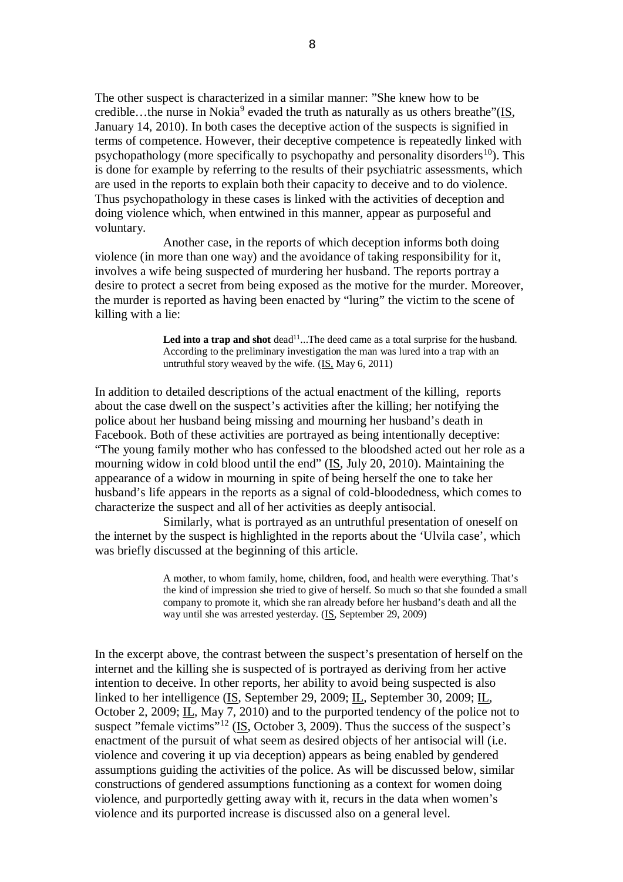The other suspect is characterized in a similar manner: "She knew how to be credible…the nurse in Nokia[9] evaded the truth as naturally as us others breathe"(IS, January 14, 2010). In both cases the deceptive action of the suspects is signified in terms of competence. However, their deceptive competence is repeatedly linked with psychopathology (more specifically to psychopathy and personality disorders[10]). This is done for example by referring to the results of their psychiatric assessments, which are used in the reports to explain both their capacity to deceive and to do violence. Thus psychopathology in these cases is linked with the activities of deception and doing violence which, when entwined in this manner, appear as purposeful and voluntary.

Another case, in the reports of which deception informs both doing violence (in more than one way) and the avoidance of taking responsibility for it, involves a wife being suspected of murdering her husband. The reports portray a desire to protect a secret from being exposed as the motive for the murder. Moreover, the murder is reported as having been enacted by "luring" the victim to the scene of killing with a lie:

> **Led into a trap and shot** dead[11]...The deed came as a total surprise for the husband. According to the preliminary investigation the man was lured into a trap with an untruthful story weaved by the wife. (IS, May 6, 2011)

In addition to detailed descriptions of the actual enactment of the killing, reports about the case dwell on the suspect's activities after the killing; her notifying the police about her husband being missing and mourning her husband's death in Facebook. Both of these activities are portrayed as being intentionally deceptive: "The young family mother who has confessed to the bloodshed acted out her role as a mourning widow in cold blood until the end" (IS, July 20, 2010). Maintaining the appearance of a widow in mourning in spite of being herself the one to take her husband's life appears in the reports as a signal of cold-bloodedness, which comes to characterize the suspect and all of her activities as deeply antisocial.

Similarly, what is portrayed as an untruthful presentation of oneself on the internet by the suspect is highlighted in the reports about the 'Ulvila case', which was briefly discussed at the beginning of this article.

> A mother, to whom family, home, children, food, and health were everything. That's the kind of impression she tried to give of herself. So much so that she founded a small company to promote it, which she ran already before her husband's death and all the way until she was arrested yesterday. (IS, September 29, 2009)

In the excerpt above, the contrast between the suspect's presentation of herself on the internet and the killing she is suspected of is portrayed as deriving from her active intention to deceive. In other reports, her ability to avoid being suspected is also linked to her intelligence (IS, September 29, 2009; IL, September 30, 2009; IL, October 2, 2009; IL, May 7, 2010) and to the purported tendency of the police not to suspect "female victims"[12] (IS, October 3, 2009). Thus the success of the suspect's enactment of the pursuit of what seem as desired objects of her antisocial will (i.e. violence and covering it up via deception) appears as being enabled by gendered assumptions guiding the activities of the police. As will be discussed below, similar constructions of gendered assumptions functioning as a context for women doing violence, and purportedly getting away with it, recurs in the data when women's violence and its purported increase is discussed also on a general level.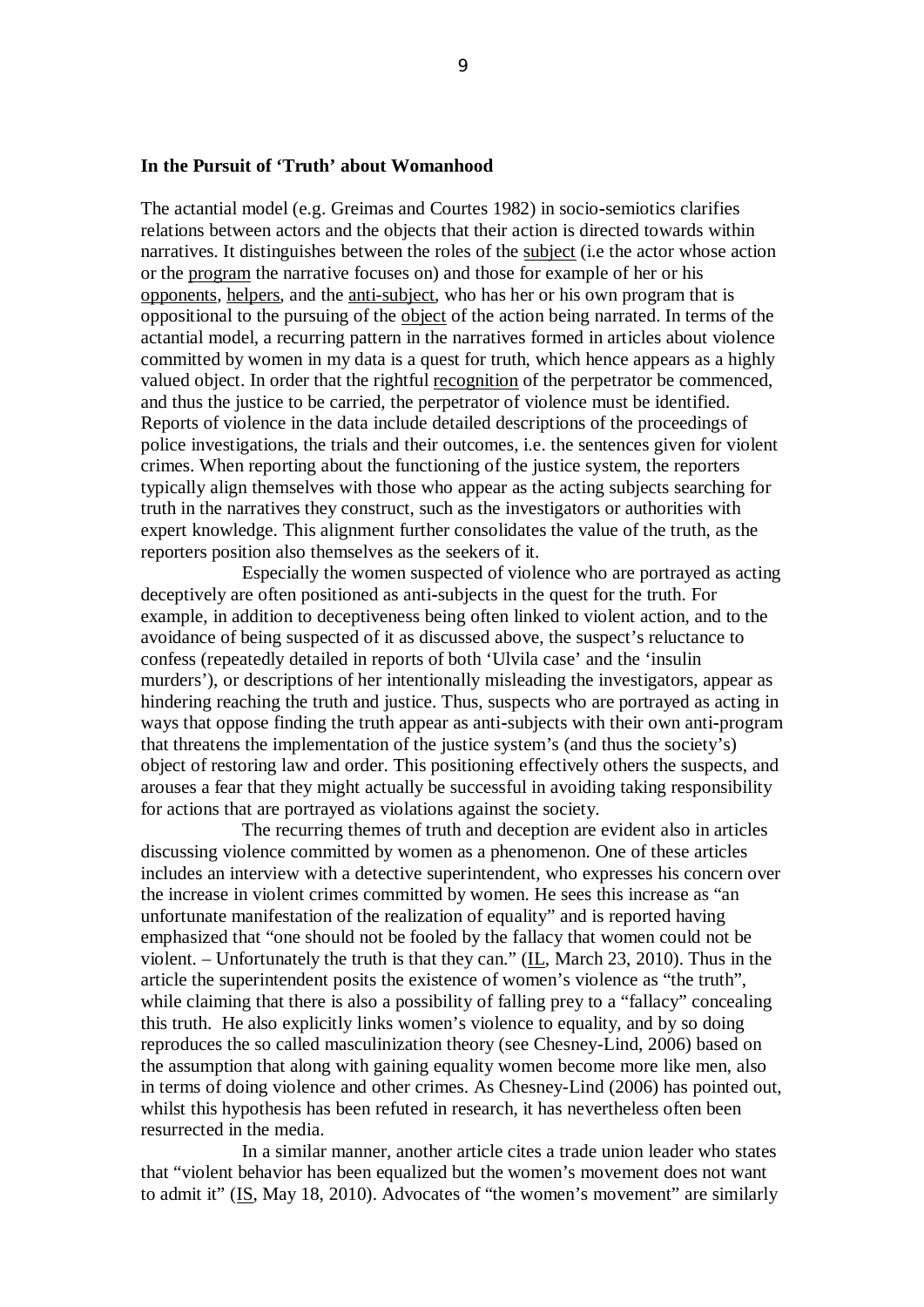**In the Pursuit of 'Truth' about Womanhood**

The actantial model (e.g. Greimas and Courtes 1982) in socio-semiotics clarifies relations between actors and the objects that their action is directed towards within narratives. It distinguishes between the roles of the subject (i.e the actor whose action or the program the narrative focuses on) and those for example of her or his opponents, helpers, and the anti-subject, who has her or his own program that is oppositional to the pursuing of the object of the action being narrated. In terms of the actantial model, a recurring pattern in the narratives formed in articles about violence committed by women in my data is a quest for truth, which hence appears as a highly valued object. In order that the rightful recognition of the perpetrator be commenced, and thus the justice to be carried, the perpetrator of violence must be identified. Reports of violence in the data include detailed descriptions of the proceedings of police investigations, the trials and their outcomes, i.e. the sentences given for violent crimes. When reporting about the functioning of the justice system, the reporters typically align themselves with those who appear as the acting subjects searching for truth in the narratives they construct, such as the investigators or authorities with expert knowledge. This alignment further consolidates the value of the truth, as the reporters position also themselves as the seekers of it.

Especially the women suspected of violence who are portrayed as acting deceptively are often positioned as anti-subjects in the quest for the truth. For example, in addition to deceptiveness being often linked to violent action, and to the avoidance of being suspected of it as discussed above, the suspect's reluctance to confess (repeatedly detailed in reports of both 'Ulvila case' and the 'insulin murders'), or descriptions of her intentionally misleading the investigators, appear as hindering reaching the truth and justice. Thus, suspects who are portrayed as acting in ways that oppose finding the truth appear as anti-subjects with their own anti-program that threatens the implementation of the justice system's (and thus the society's) object of restoring law and order. This positioning effectively others the suspects, and arouses a fear that they might actually be successful in avoiding taking responsibility for actions that are portrayed as violations against the society.

The recurring themes of truth and deception are evident also in articles discussing violence committed by women as a phenomenon. One of these articles includes an interview with a detective superintendent, who expresses his concern over the increase in violent crimes committed by women. He sees this increase as "an unfortunate manifestation of the realization of equality" and is reported having emphasized that "one should not be fooled by the fallacy that women could not be violent. – Unfortunately the truth is that they can." (IL, March 23, 2010). Thus in the article the superintendent posits the existence of women's violence as "the truth", while claiming that there is also a possibility of falling prey to a "fallacy" concealing this truth. He also explicitly links women's violence to equality, and by so doing reproduces the so called masculinization theory (see Chesney-Lind, 2006) based on the assumption that along with gaining equality women become more like men, also in terms of doing violence and other crimes. As Chesney-Lind (2006) has pointed out, whilst this hypothesis has been refuted in research, it has nevertheless often been resurrected in the media.

In a similar manner, another article cites a trade union leader who states that "violent behavior has been equalized but the women's movement does not want to admit it" (IS, May 18, 2010). Advocates of "the women's movement" are similarly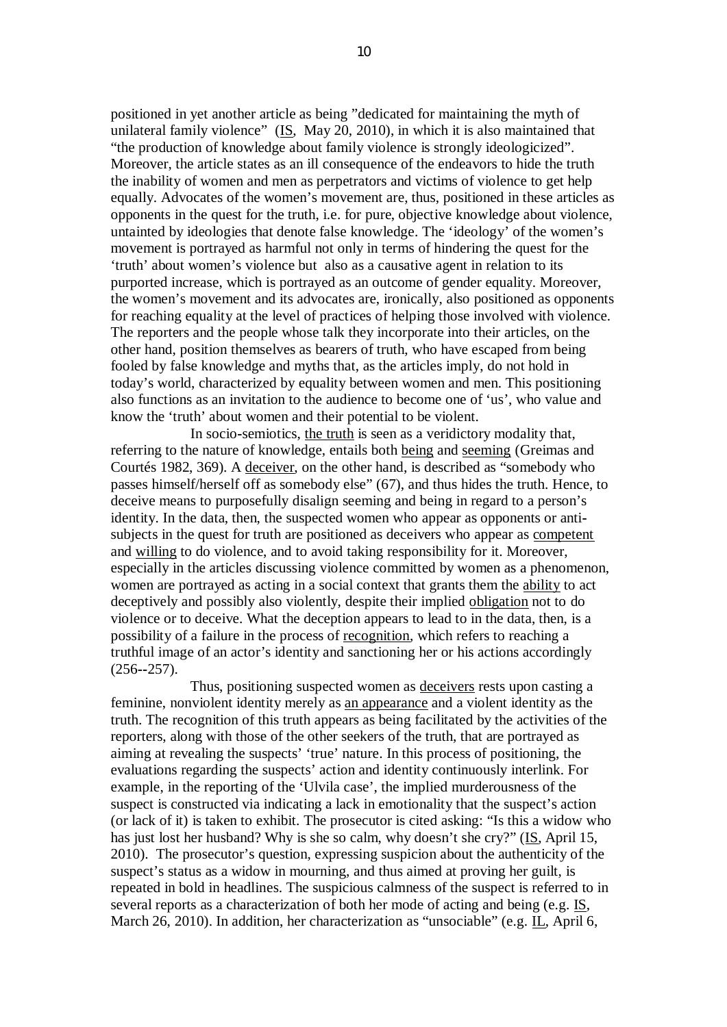positioned in yet another article as being "dedicated for maintaining the myth of unilateral family violence" (<u>IS</u>, May 20, 2010), in which it is also maintained that "the production of knowledge about family violence is strongly ideologicized". Moreover, the article states as an ill consequence of the endeavors to hide the truth the inability of women and men as perpetrators and victims of violence to get help equally. Advocates of the women's movement are, thus, positioned in these articles as opponents in the quest for the truth, i.e. for pure, objective knowledge about violence, untainted by ideologies that denote false knowledge. The 'ideology' of the women's movement is portrayed as harmful not only in terms of hindering the quest for the 'truth' about women's violence but also as a causative agent in relation to its purported increase, which is portrayed as an outcome of gender equality. Moreover, the women's movement and its advocates are, ironically, also positioned as opponents for reaching equality at the level of practices of helping those involved with violence. The reporters and the people whose talk they incorporate into their articles, on the other hand, position themselves as bearers of truth, who have escaped from being fooled by false knowledge and myths that, as the articles imply, do not hold in today's world, characterized by equality between women and men. This positioning also functions as an invitation to the audience to become one of 'us', who value and know the 'truth' about women and their potential to be violent.

In socio-semiotics, <u>the truth</u> is seen as a veridictory modality that, referring to the nature of knowledge, entails both <u>being</u> and <u>seeming</u> (Greimas and Courtés 1982, 369). A <u>deceiver</u>, on the other hand, is described as "somebody who passes himself/herself off as somebody else" (67), and thus hides the truth. Hence, to deceive means to purposefully disalign seeming and being in regard to a person's identity. In the data, then, the suspected women who appear as opponents or anti-subjects in the quest for truth are positioned as deceivers who appear as <u>competent</u> and <u>willing</u> to do violence, and to avoid taking responsibility for it. Moreover, especially in the articles discussing violence committed by women as a phenomenon, women are portrayed as acting in a social context that grants them the <u>ability</u> to act deceptively and possibly also violently, despite their implied <u>obligation</u> not to do violence or to deceive. What the deception appears to lead to in the data, then, is a possibility of a failure in the process of <u>recognition</u>, which refers to reaching a truthful image of an actor's identity and sanctioning her or his actions accordingly (256--257).

Thus, positioning suspected women as <u>deceivers</u> rests upon casting a feminine, nonviolent identity merely as <u>an appearance</u> and a violent identity as the truth. The recognition of this truth appears as being facilitated by the activities of the reporters, along with those of the other seekers of the truth, that are portrayed as aiming at revealing the suspects' 'true' nature. In this process of positioning, the evaluations regarding the suspects' action and identity continuously interlink. For example, in the reporting of the 'Ulvila case', the implied murderousness of the suspect is constructed via indicating a lack in emotionality that the suspect's action (or lack of it) is taken to exhibit. The prosecutor is cited asking: "Is this a widow who has just lost her husband? Why is she so calm, why doesn't she cry?" (<u>IS</u>, April 15, 2010). The prosecutor's question, expressing suspicion about the authenticity of the suspect's status as a widow in mourning, and thus aimed at proving her guilt, is repeated in bold in headlines. The suspicious calmness of the suspect is referred to in several reports as a characterization of both her mode of acting and being (e.g. <u>IS</u>, March 26, 2010). In addition, her characterization as "unsociable" (e.g. <u>IL</u>, April 6,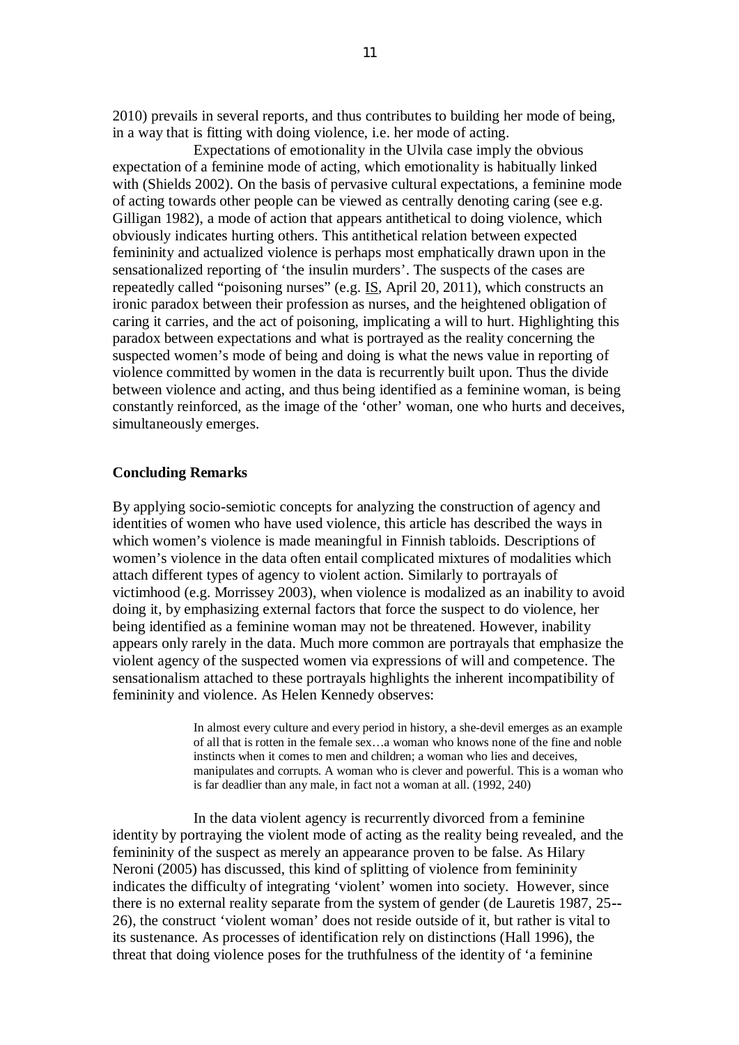2010) prevails in several reports, and thus contributes to building her mode of being, in a way that is fitting with doing violence, i.e. her mode of acting.

Expectations of emotionality in the Ulvila case imply the obvious expectation of a feminine mode of acting, which emotionality is habitually linked with (Shields 2002). On the basis of pervasive cultural expectations, a feminine mode of acting towards other people can be viewed as centrally denoting caring (see e.g. Gilligan 1982), a mode of action that appears antithetical to doing violence, which obviously indicates hurting others. This antithetical relation between expected femininity and actualized violence is perhaps most emphatically drawn upon in the sensationalized reporting of 'the insulin murders'. The suspects of the cases are repeatedly called "poisoning nurses" (e.g. IS, April 20, 2011), which constructs an ironic paradox between their profession as nurses, and the heightened obligation of caring it carries, and the act of poisoning, implicating a will to hurt. Highlighting this paradox between expectations and what is portrayed as the reality concerning the suspected women's mode of being and doing is what the news value in reporting of violence committed by women in the data is recurrently built upon. Thus the divide between violence and acting, and thus being identified as a feminine woman, is being constantly reinforced, as the image of the 'other' woman, one who hurts and deceives, simultaneously emerges.

## Concluding Remarks

By applying socio-semiotic concepts for analyzing the construction of agency and identities of women who have used violence, this article has described the ways in which women's violence is made meaningful in Finnish tabloids. Descriptions of women's violence in the data often entail complicated mixtures of modalities which attach different types of agency to violent action. Similarly to portrayals of victimhood (e.g. Morrissey 2003), when violence is modalized as an inability to avoid doing it, by emphasizing external factors that force the suspect to do violence, her being identified as a feminine woman may not be threatened. However, inability appears only rarely in the data. Much more common are portrayals that emphasize the violent agency of the suspected women via expressions of will and competence. The sensationalism attached to these portrayals highlights the inherent incompatibility of femininity and violence. As Helen Kennedy observes:

> In almost every culture and every period in history, a she-devil emerges as an example of all that is rotten in the female sex…a woman who knows none of the fine and noble instincts when it comes to men and children; a woman who lies and deceives, manipulates and corrupts. A woman who is clever and powerful. This is a woman who is far deadlier than any male, in fact not a woman at all. (1992, 240)

In the data violent agency is recurrently divorced from a feminine identity by portraying the violent mode of acting as the reality being revealed, and the femininity of the suspect as merely an appearance proven to be false. As Hilary Neroni (2005) has discussed, this kind of splitting of violence from femininity indicates the difficulty of integrating 'violent' women into society. However, since there is no external reality separate from the system of gender (de Lauretis 1987, 25--26), the construct 'violent woman' does not reside outside of it, but rather is vital to its sustenance. As processes of identification rely on distinctions (Hall 1996), the threat that doing violence poses for the truthfulness of the identity of 'a feminine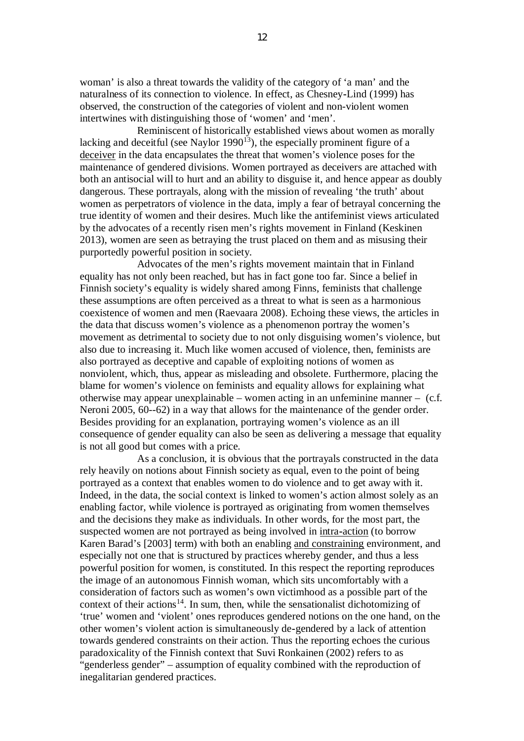woman' is also a threat towards the validity of the category of 'a man' and the naturalness of its connection to violence. In effect, as Chesney-Lind (1999) has observed, the construction of the categories of violent and non-violent women intertwines with distinguishing those of 'women' and 'men'.

Reminiscent of historically established views about women as morally lacking and deceitful (see Naylor 1990[13]), the especially prominent figure of a deceiver in the data encapsulates the threat that women's violence poses for the maintenance of gendered divisions. Women portrayed as deceivers are attached with both an antisocial will to hurt and an ability to disguise it, and hence appear as doubly dangerous. These portrayals, along with the mission of revealing 'the truth' about women as perpetrators of violence in the data, imply a fear of betrayal concerning the true identity of women and their desires. Much like the antifeminist views articulated by the advocates of a recently risen men's rights movement in Finland (Keskinen 2013), women are seen as betraying the trust placed on them and as misusing their purportedly powerful position in society.

Advocates of the men's rights movement maintain that in Finland equality has not only been reached, but has in fact gone too far. Since a belief in Finnish society's equality is widely shared among Finns, feminists that challenge these assumptions are often perceived as a threat to what is seen as a harmonious coexistence of women and men (Raevaara 2008). Echoing these views, the articles in the data that discuss women's violence as a phenomenon portray the women's movement as detrimental to society due to not only disguising women's violence, but also due to increasing it. Much like women accused of violence, then, feminists are also portrayed as deceptive and capable of exploiting notions of women as nonviolent, which, thus, appear as misleading and obsolete. Furthermore, placing the blame for women's violence on feminists and equality allows for explaining what otherwise may appear unexplainable – women acting in an unfeminine manner – (c.f. Neroni 2005, 60--62) in a way that allows for the maintenance of the gender order. Besides providing for an explanation, portraying women's violence as an ill consequence of gender equality can also be seen as delivering a message that equality is not all good but comes with a price.

As a conclusion, it is obvious that the portrayals constructed in the data rely heavily on notions about Finnish society as equal, even to the point of being portrayed as a context that enables women to do violence and to get away with it. Indeed, in the data, the social context is linked to women's action almost solely as an enabling factor, while violence is portrayed as originating from women themselves and the decisions they make as individuals. In other words, for the most part, the suspected women are not portrayed as being involved in intra-action (to borrow Karen Barad's [2003] term) with both an enabling and constraining environment, and especially not one that is structured by practices whereby gender, and thus a less powerful position for women, is constituted. In this respect the reporting reproduces the image of an autonomous Finnish woman, which sits uncomfortably with a consideration of factors such as women's own victimhood as a possible part of the context of their actions[14]. In sum, then, while the sensationalist dichotomizing of 'true' women and 'violent' ones reproduces gendered notions on the one hand, on the other women's violent action is simultaneously de-gendered by a lack of attention towards gendered constraints on their action. Thus the reporting echoes the curious paradoxicality of the Finnish context that Suvi Ronkainen (2002) refers to as "genderless gender" – assumption of equality combined with the reproduction of inegalitarian gendered practices.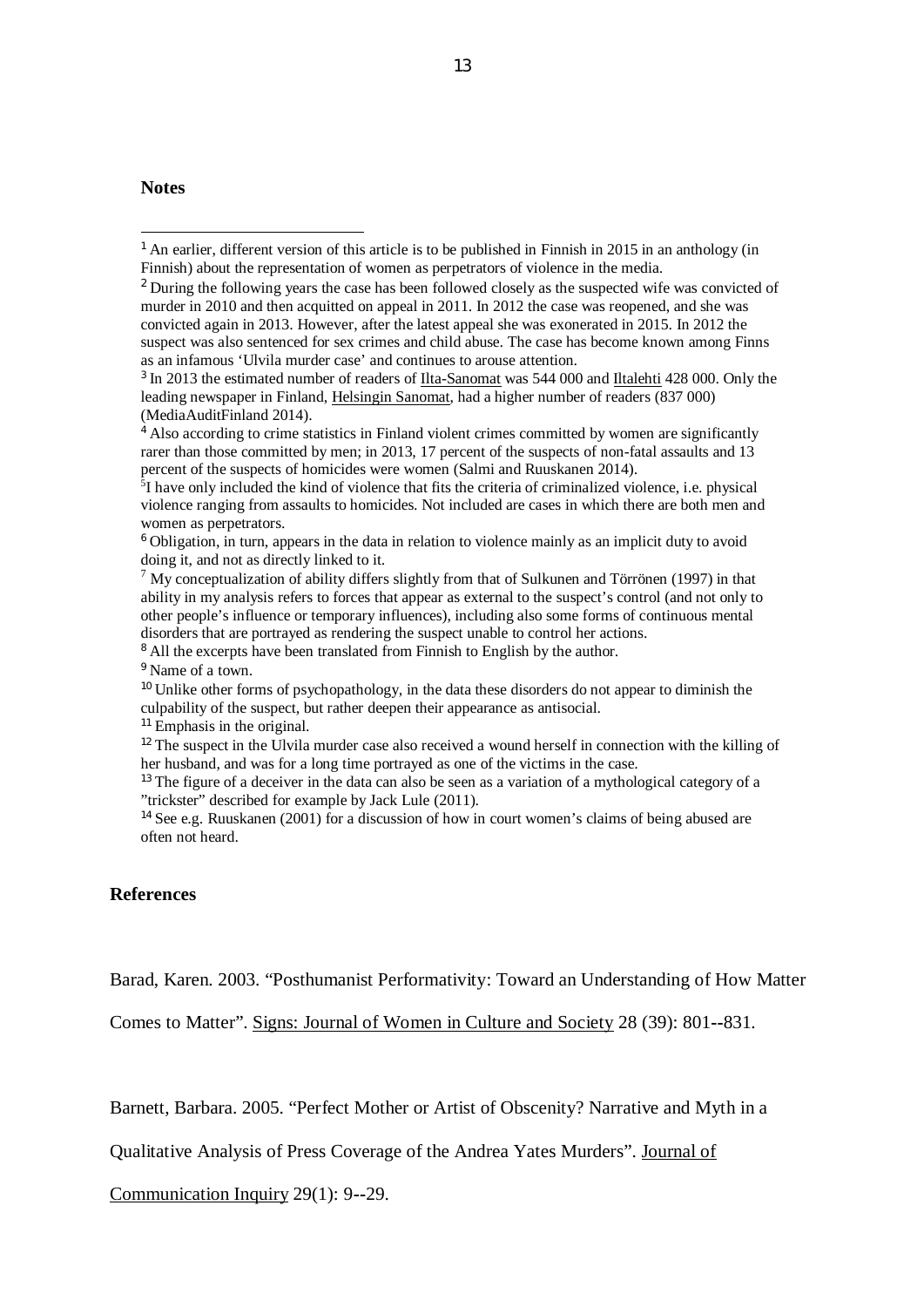**Notes**

[1] An earlier, different version of this article is to be published in Finnish in 2015 in an anthology (in Finnish) about the representation of women as perpetrators of violence in the media.

[2] During the following years the case has been followed closely as the suspected wife was convicted of murder in 2010 and then acquitted on appeal in 2011. In 2012 the case was reopened, and she was convicted again in 2013. However, after the latest appeal she was exonerated in 2015. In 2012 the suspect was also sentenced for sex crimes and child abuse. The case has become known among Finns as an infamous 'Ulvila murder case' and continues to arouse attention.

[3] In 2013 the estimated number of readers of Ilta-Sanomat was 544 000 and Iltalehti 428 000. Only the leading newspaper in Finland, Helsingin Sanomat, had a higher number of readers (837 000) (MediaAuditFinland 2014).

[4] Also according to crime statistics in Finland violent crimes committed by women are significantly rarer than those committed by men; in 2013, 17 percent of the suspects of non-fatal assaults and 13 percent of the suspects of homicides were women (Salmi and Ruuskanen 2014).

[5] I have only included the kind of violence that fits the criteria of criminalized violence, i.e. physical violence ranging from assaults to homicides. Not included are cases in which there are both men and women as perpetrators.

[6] Obligation, in turn, appears in the data in relation to violence mainly as an implicit duty to avoid doing it, and not as directly linked to it.

[7] My conceptualization of ability differs slightly from that of Sulkunen and Törrönen (1997) in that ability in my analysis refers to forces that appear as external to the suspect's control (and not only to other people's influence or temporary influences), including also some forms of continuous mental disorders that are portrayed as rendering the suspect unable to control her actions.

[8] All the excerpts have been translated from Finnish to English by the author.

[9] Name of a town.

[10] Unlike other forms of psychopathology, in the data these disorders do not appear to diminish the culpability of the suspect, but rather deepen their appearance as antisocial.

[11] Emphasis in the original.

[12] The suspect in the Ulvila murder case also received a wound herself in connection with the killing of her husband, and was for a long time portrayed as one of the victims in the case.

[13] The figure of a deceiver in the data can also be seen as a variation of a mythological category of a "trickster" described for example by Jack Lule (2011).

[14] See e.g. Ruuskanen (2001) for a discussion of how in court women's claims of being abused are often not heard.

**References**

Barad, Karen. 2003. "Posthumanist Performativity: Toward an Understanding of How Matter Comes to Matter". Signs: Journal of Women in Culture and Society 28 (39): 801--831.

Barnett, Barbara. 2005. "Perfect Mother or Artist of Obscenity? Narrative and Myth in a Qualitative Analysis of Press Coverage of the Andrea Yates Murders". Journal of Communication Inquiry 29(1): 9--29.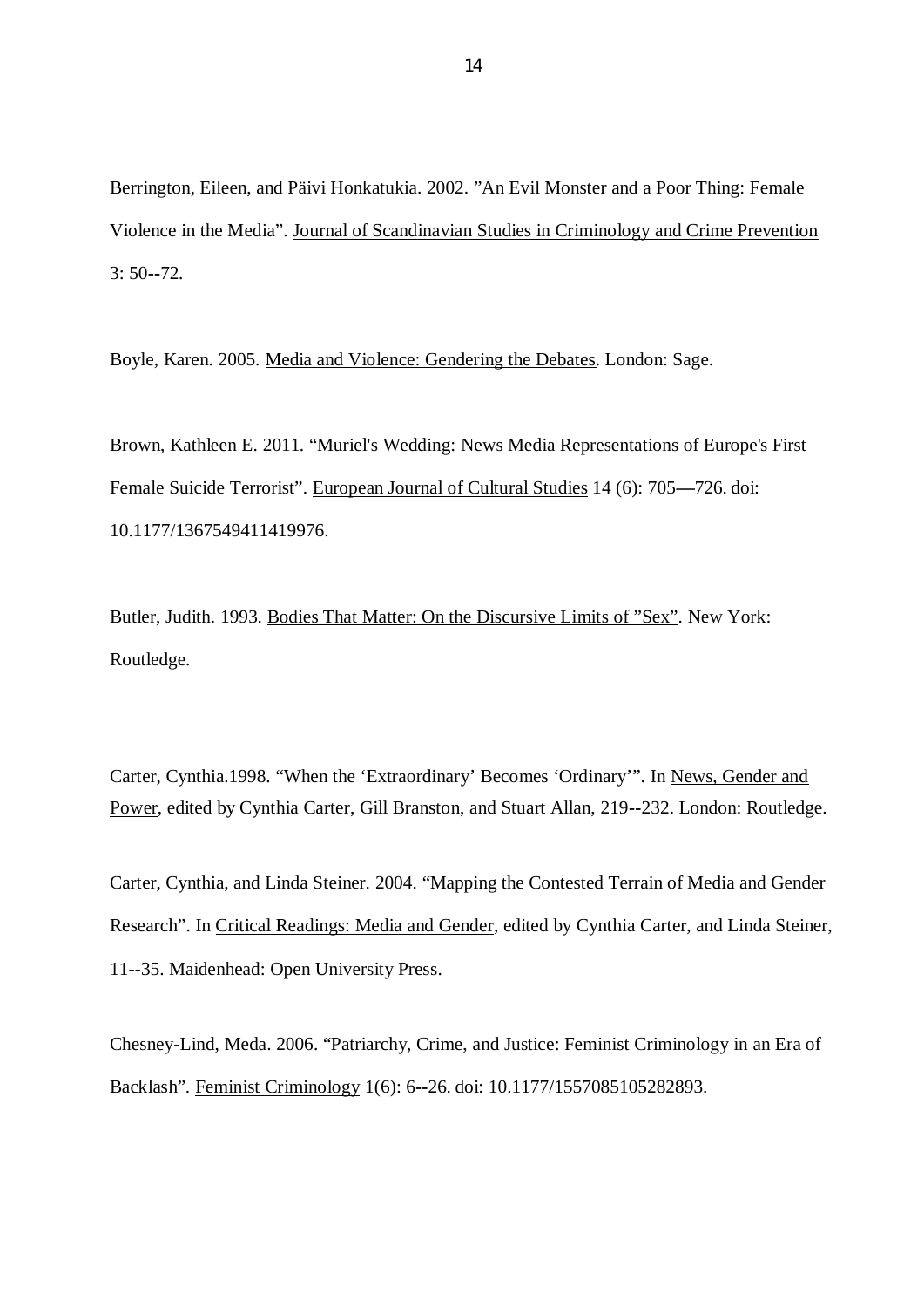Berrington, Eileen, and Päivi Honkatukia. 2002. ”An Evil Monster and a Poor Thing: Female Violence in the Media”. <u>Journal of Scandinavian Studies in Criminology and Crime Prevention</u> 3: 50--72.

Boyle, Karen. 2005. <u>Media and Violence: Gendering the Debates</u>. London: Sage.

Brown, Kathleen E. 2011. “Muriel's Wedding: News Media Representations of Europe's First Female Suicide Terrorist”. <u>European Journal of Cultural Studies</u> 14 (6): 705—726. doi: 10.1177/1367549411419976.

Butler, Judith. 1993. <u>Bodies That Matter: On the Discursive Limits of ”Sex”</u>. New York: Routledge.

Carter, Cynthia.1998. “When the ‘Extraordinary’ Becomes ‘Ordinary’”. In <u>News, Gender and Power</u>, edited by Cynthia Carter, Gill Branston, and Stuart Allan, 219--232. London: Routledge.

Carter, Cynthia, and Linda Steiner. 2004. “Mapping the Contested Terrain of Media and Gender Research”. In <u>Critical Readings: Media and Gender</u>, edited by Cynthia Carter, and Linda Steiner, 11--35. Maidenhead: Open University Press.

Chesney-Lind, Meda. 2006. “Patriarchy, Crime, and Justice: Feminist Criminology in an Era of Backlash”. <u>Feminist Criminology</u> 1(6): 6--26. doi: 10.1177/1557085105282893.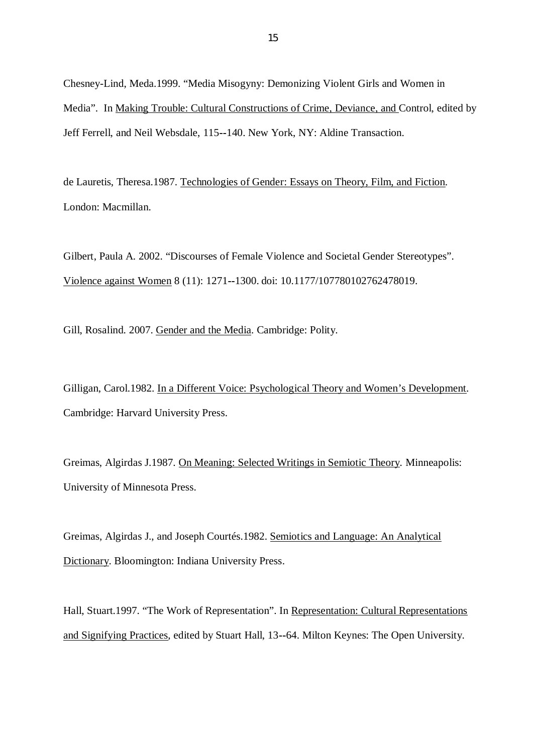Chesney-Lind, Meda.1999. “Media Misogyny: Demonizing Violent Girls and Women in Media”.  In Making Trouble: Cultural Constructions of Crime, Deviance, and Control, edited by Jeff Ferrell, and Neil Websdale, 115--140. New York, NY: Aldine Transaction.

de Lauretis, Theresa.1987. Technologies of Gender: Essays on Theory, Film, and Fiction. London: Macmillan.

Gilbert, Paula A. 2002. “Discourses of Female Violence and Societal Gender Stereotypes”. Violence against Women 8 (11): 1271--1300. doi: 10.1177/107780102762478019.

Gill, Rosalind. 2007. Gender and the Media. Cambridge: Polity.

Gilligan, Carol.1982. In a Different Voice: Psychological Theory and Women’s Development. Cambridge: Harvard University Press.

Greimas, Algirdas J.1987. On Meaning: Selected Writings in Semiotic Theory. Minneapolis: University of Minnesota Press.

Greimas, Algirdas J., and Joseph Courtés.1982. Semiotics and Language: An Analytical Dictionary. Bloomington: Indiana University Press.

Hall, Stuart.1997. “The Work of Representation”. In Representation: Cultural Representations and Signifying Practices, edited by Stuart Hall, 13--64. Milton Keynes: The Open University.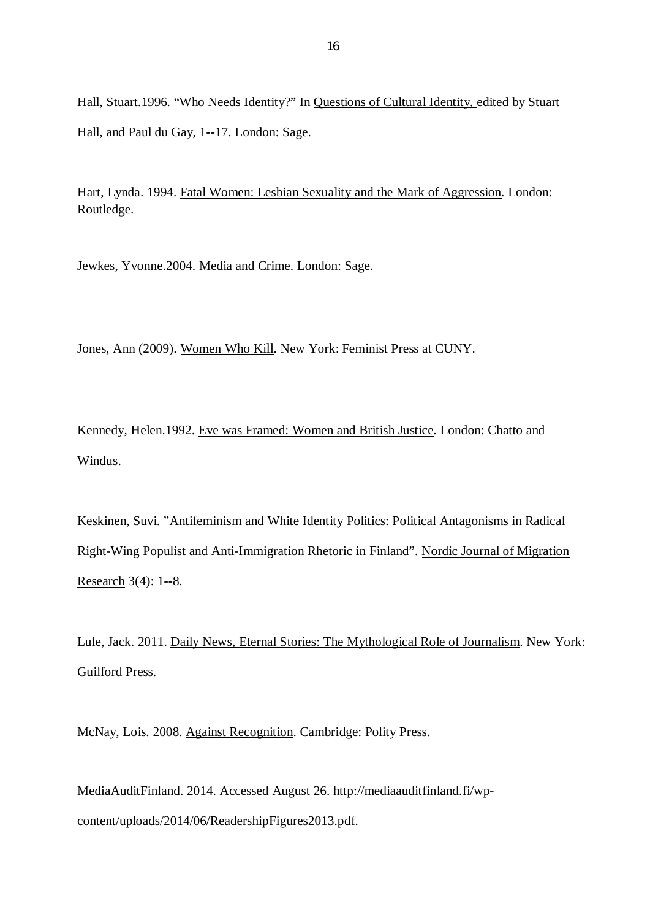Hall, Stuart.1996. “Who Needs Identity?” In Questions of Cultural Identity, edited by Stuart Hall, and Paul du Gay, 1--17. London: Sage.

Hart, Lynda. 1994. Fatal Women: Lesbian Sexuality and the Mark of Aggression. London: Routledge.

Jewkes, Yvonne.2004. Media and Crime. London: Sage.

Jones, Ann (2009). Women Who Kill. New York: Feminist Press at CUNY.

Kennedy, Helen.1992. Eve was Framed: Women and British Justice. London: Chatto and Windus.

Keskinen, Suvi. ”Antifeminism and White Identity Politics: Political Antagonisms in Radical Right-Wing Populist and Anti-Immigration Rhetoric in Finland”. Nordic Journal of Migration Research 3(4): 1--8.

Lule, Jack. 2011. Daily News, Eternal Stories: The Mythological Role of Journalism. New York: Guilford Press.

McNay, Lois. 2008. Against Recognition. Cambridge: Polity Press.

MediaAuditFinland. 2014. Accessed August 26. http://mediaauditfinland.fi/wp-content/uploads/2014/06/ReadershipFigures2013.pdf.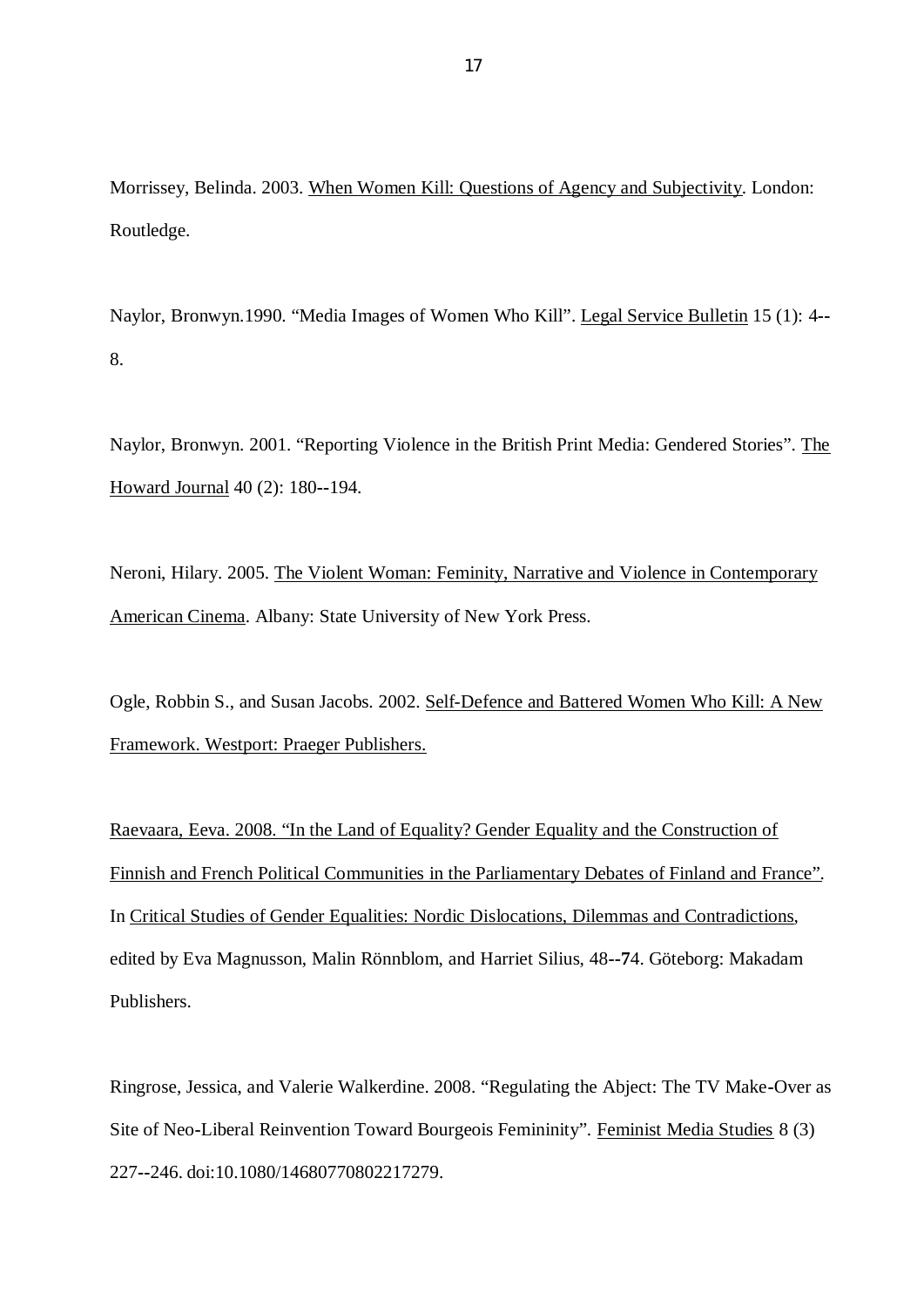Morrissey, Belinda. 2003. When Women Kill: Questions of Agency and Subjectivity. London: Routledge.

Naylor, Bronwyn.1990. “Media Images of Women Who Kill”. Legal Service Bulletin 15 (1): 4--8.

Naylor, Bronwyn. 2001. “Reporting Violence in the British Print Media: Gendered Stories”. The Howard Journal 40 (2): 180--194.

Neroni, Hilary. 2005. The Violent Woman: Feminity, Narrative and Violence in Contemporary American Cinema. Albany: State University of New York Press.

Ogle, Robbin S., and Susan Jacobs. 2002. Self-Defence and Battered Women Who Kill: A New Framework. Westport: Praeger Publishers.

Raevaara, Eeva. 2008. “In the Land of Equality? Gender Equality and the Construction of Finnish and French Political Communities in the Parliamentary Debates of Finland and France”. In Critical Studies of Gender Equalities: Nordic Dislocations, Dilemmas and Contradictions, edited by Eva Magnusson, Malin Rönnblom, and Harriet Silius, 48--74. Göteborg: Makadam Publishers.

Ringrose, Jessica, and Valerie Walkerdine. 2008. “Regulating the Abject: The TV Make-Over as Site of Neo-Liberal Reinvention Toward Bourgeois Femininity”. Feminist Media Studies 8 (3) 227--246. doi:10.1080/14680770802217279.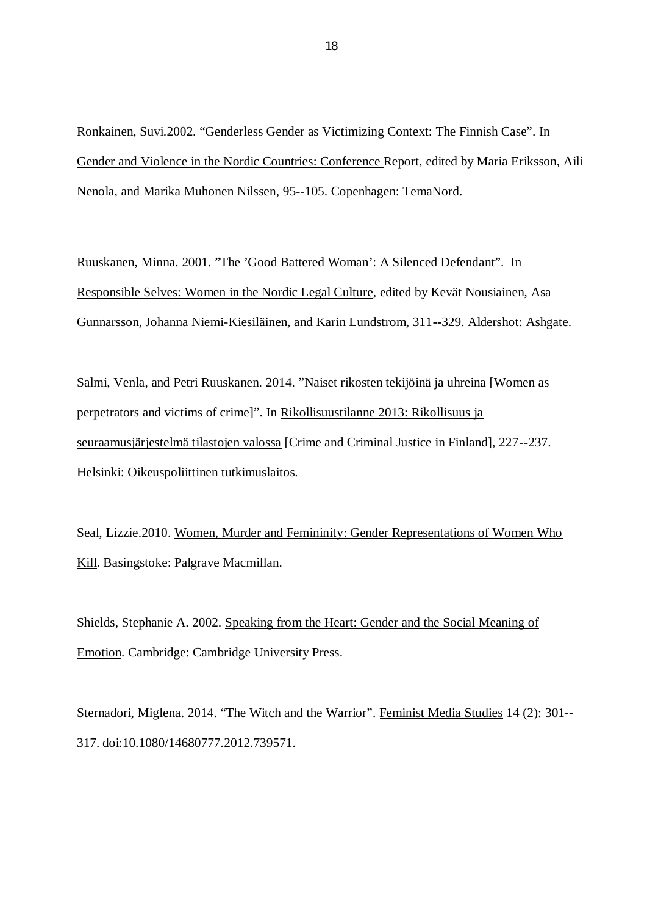Ronkainen, Suvi.2002. “Genderless Gender as Victimizing Context: The Finnish Case”. In Gender and Violence in the Nordic Countries: Conference Report, edited by Maria Eriksson, Aili Nenola, and Marika Muhonen Nilssen, 95--105. Copenhagen: TemaNord.

Ruuskanen, Minna. 2001. ”The ’Good Battered Woman’: A Silenced Defendant”. In Responsible Selves: Women in the Nordic Legal Culture, edited by Kevät Nousiainen, Asa Gunnarsson, Johanna Niemi-Kiesiläinen, and Karin Lundstrom, 311--329. Aldershot: Ashgate.

Salmi, Venla, and Petri Ruuskanen. 2014. ”Naiset rikosten tekijöinä ja uhreina [Women as perpetrators and victims of crime]”. In Rikollisuustilanne 2013: Rikollisuus ja seuraamusjärjestelmä tilastojen valossa [Crime and Criminal Justice in Finland], 227--237. Helsinki: Oikeuspoliittinen tutkimuslaitos.

Seal, Lizzie.2010. Women, Murder and Femininity: Gender Representations of Women Who Kill. Basingstoke: Palgrave Macmillan.

Shields, Stephanie A. 2002. Speaking from the Heart: Gender and the Social Meaning of Emotion. Cambridge: Cambridge University Press.

Sternadori, Miglena. 2014. “The Witch and the Warrior”. Feminist Media Studies 14 (2): 301--317. doi:10.1080/14680777.2012.739571.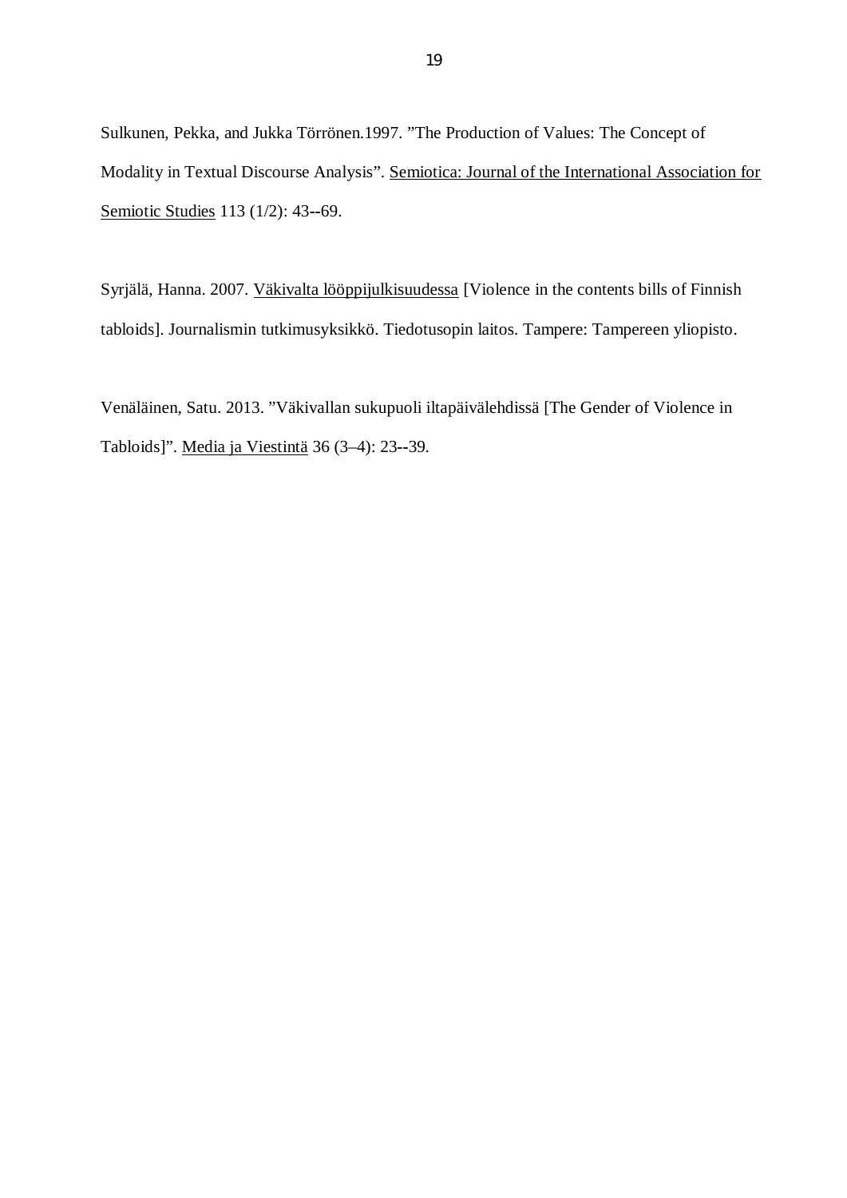Sulkunen, Pekka, and Jukka Törrönen.1997. ”The Production of Values: The Concept of Modality in Textual Discourse Analysis”. Semiotica: Journal of the International Association for Semiotic Studies 113 (1/2): 43--69.

Syrjälä, Hanna. 2007. Väkivalta lööppijulkisuudessa [Violence in the contents bills of Finnish tabloids]. Journalismin tutkimusyksikkö. Tiedotusopin laitos. Tampere: Tampereen yliopisto.

Venäläinen, Satu. 2013. ”Väkivallan sukupuoli iltapäivälehdissä [The Gender of Violence in Tabloids]”. Media ja Viestintä 36 (3–4): 23--39.